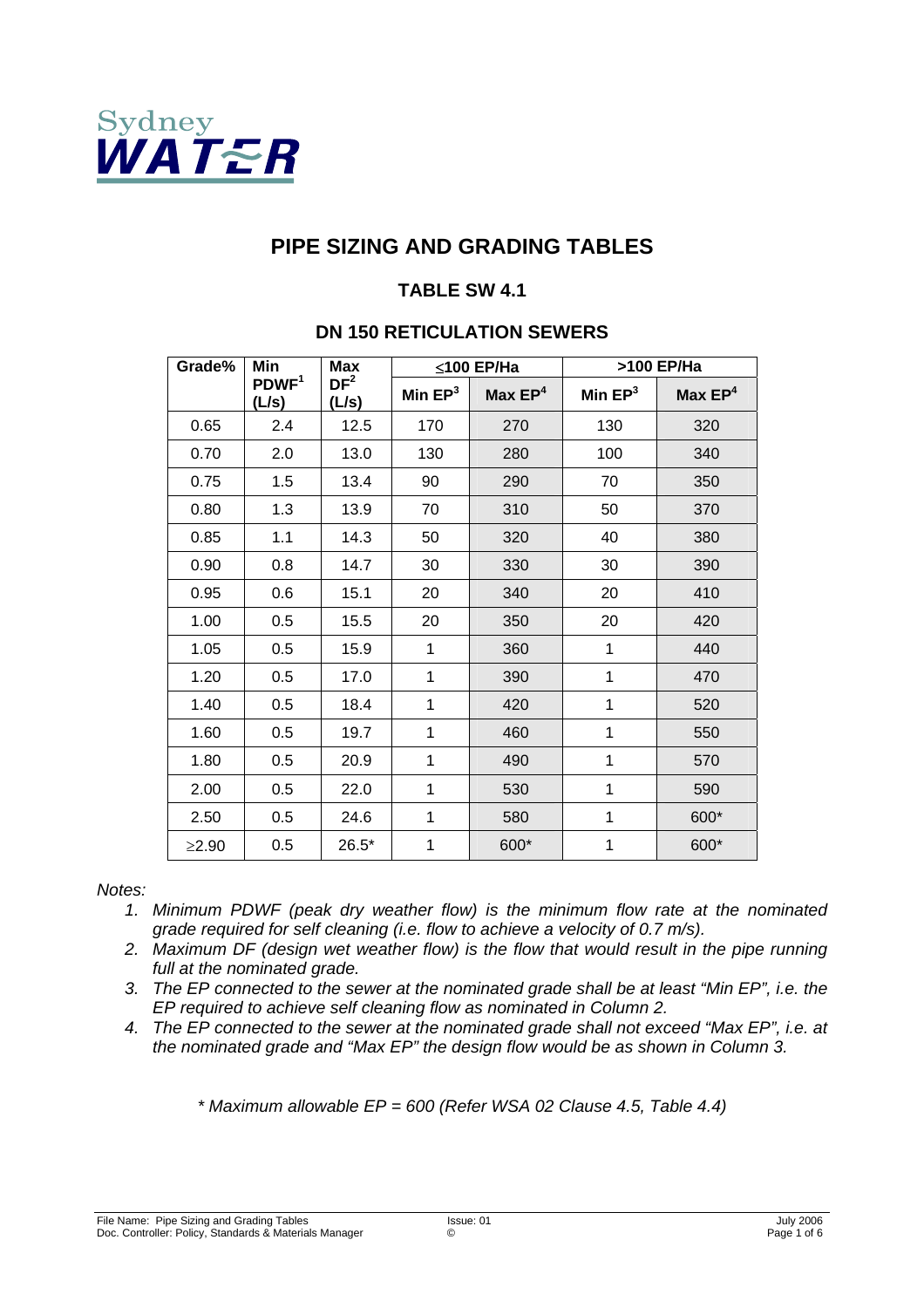Sydney WATER

# PIPE SIZING AND GRADING TABLES

## TABLE SW 4.1

### DN 150 RETICULATION SEWERS

| Grade% | Min PDWF[1] (L/s) | Max DF[2] (L/s) | ≤100 EP/Ha | | >100 EP/Ha | |
|---|---|---|---|---|---|---|
| | | | Min EP[3] | Max EP[4] | Min EP[3] | Max EP[4] |
| 0.65 | 2.4 | 12.5 | 170 | 270 | 130 | 320 |
| 0.70 | 2.0 | 13.0 | 130 | 280 | 100 | 340 |
| 0.75 | 1.5 | 13.4 | 90 | 290 | 70 | 350 |
| 0.80 | 1.3 | 13.9 | 70 | 310 | 50 | 370 |
| 0.85 | 1.1 | 14.3 | 50 | 320 | 40 | 380 |
| 0.90 | 0.8 | 14.7 | 30 | 330 | 30 | 390 |
| 0.95 | 0.6 | 15.1 | 20 | 340 | 20 | 410 |
| 1.00 | 0.5 | 15.5 | 20 | 350 | 20 | 420 |
| 1.05 | 0.5 | 15.9 | 1 | 360 | 1 | 440 |
| 1.20 | 0.5 | 17.0 | 1 | 390 | 1 | 470 |
| 1.40 | 0.5 | 18.4 | 1 | 420 | 1 | 520 |
| 1.60 | 0.5 | 19.7 | 1 | 460 | 1 | 550 |
| 1.80 | 0.5 | 20.9 | 1 | 490 | 1 | 570 |
| 2.00 | 0.5 | 22.0 | 1 | 530 | 1 | 590 |
| 2.50 | 0.5 | 24.6 | 1 | 580 | 1 | 600* |
| ≥2.90 | 0.5 | 26.5* | 1 | 600* | 1 | 600* |

*Notes:*

1. *Minimum PDWF (peak dry weather flow) is the minimum flow rate at the nominated grade required for self cleaning (i.e. flow to achieve a velocity of 0.7 m/s).*
2. *Maximum DF (design wet weather flow) is the flow that would result in the pipe running full at the nominated grade.*
3. *The EP connected to the sewer at the nominated grade shall be at least "Min EP", i.e. the EP required to achieve self cleaning flow as nominated in Column 2.*
4. *The EP connected to the sewer at the nominated grade shall not exceed "Max EP", i.e. at the nominated grade and "Max EP" the design flow would be as shown in Column 3.*

*\* Maximum allowable EP = 600 (Refer WSA 02 Clause 4.5, Table 4.4)*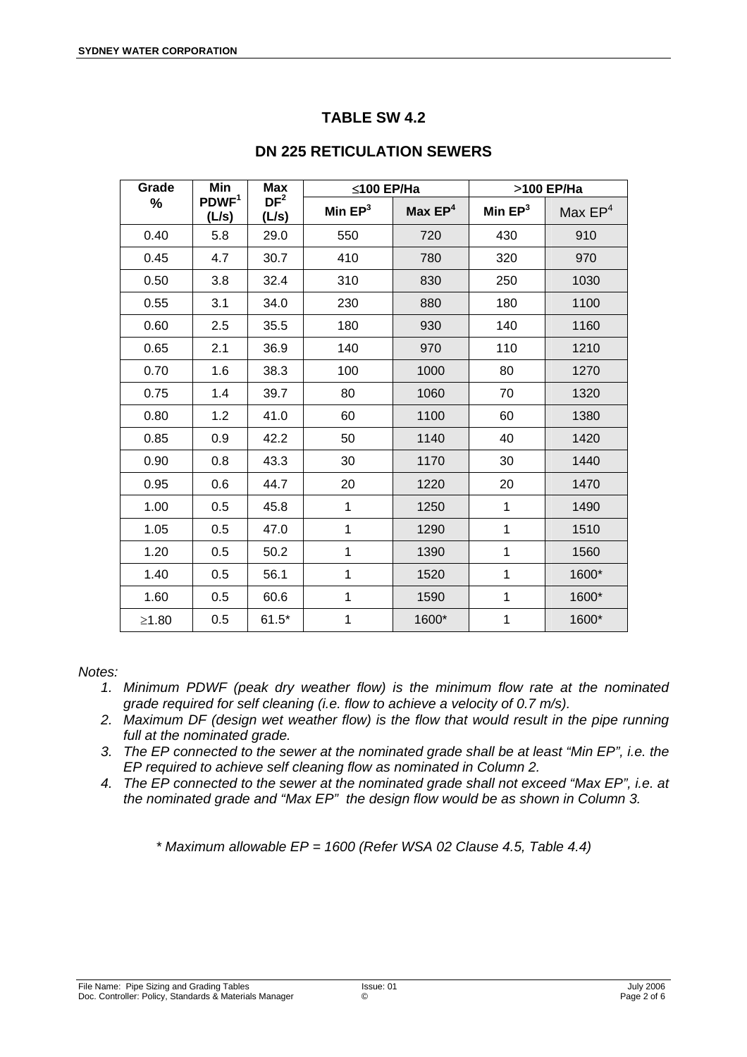# TABLE SW 4.2

## DN 225 RETICULATION SEWERS

| Grade % | Min PDWF[1] (L/s) | Max DF[2] (L/s) | ≤100 EP/Ha | | >100 EP/Ha | |
|---|---|---|---|---|---|---|
| | | | Min EP[3] | Max EP[4] | Min EP[3] | Max EP[4] |
| 0.40 | 5.8 | 29.0 | 550 | 720 | 430 | 910 |
| 0.45 | 4.7 | 30.7 | 410 | 780 | 320 | 970 |
| 0.50 | 3.8 | 32.4 | 310 | 830 | 250 | 1030 |
| 0.55 | 3.1 | 34.0 | 230 | 880 | 180 | 1100 |
| 0.60 | 2.5 | 35.5 | 180 | 930 | 140 | 1160 |
| 0.65 | 2.1 | 36.9 | 140 | 970 | 110 | 1210 |
| 0.70 | 1.6 | 38.3 | 100 | 1000 | 80 | 1270 |
| 0.75 | 1.4 | 39.7 | 80 | 1060 | 70 | 1320 |
| 0.80 | 1.2 | 41.0 | 60 | 1100 | 60 | 1380 |
| 0.85 | 0.9 | 42.2 | 50 | 1140 | 40 | 1420 |
| 0.90 | 0.8 | 43.3 | 30 | 1170 | 30 | 1440 |
| 0.95 | 0.6 | 44.7 | 20 | 1220 | 20 | 1470 |
| 1.00 | 0.5 | 45.8 | 1 | 1250 | 1 | 1490 |
| 1.05 | 0.5 | 47.0 | 1 | 1290 | 1 | 1510 |
| 1.20 | 0.5 | 50.2 | 1 | 1390 | 1 | 1560 |
| 1.40 | 0.5 | 56.1 | 1 | 1520 | 1 | 1600* |
| 1.60 | 0.5 | 60.6 | 1 | 1590 | 1 | 1600* |
| ≥1.80 | 0.5 | 61.5* | 1 | 1600* | 1 | 1600* |

*Notes:*

1. *Minimum PDWF (peak dry weather flow) is the minimum flow rate at the nominated grade required for self cleaning (i.e. flow to achieve a velocity of 0.7 m/s).*
2. *Maximum DF (design wet weather flow) is the flow that would result in the pipe running full at the nominated grade.*
3. *The EP connected to the sewer at the nominated grade shall be at least "Min EP", i.e. the EP required to achieve self cleaning flow as nominated in Column 2.*
4. *The EP connected to the sewer at the nominated grade shall not exceed "Max EP", i.e. at the nominated grade and "Max EP" the design flow would be as shown in Column 3.*

*\* Maximum allowable EP = 1600 (Refer WSA 02 Clause 4.5, Table 4.4)*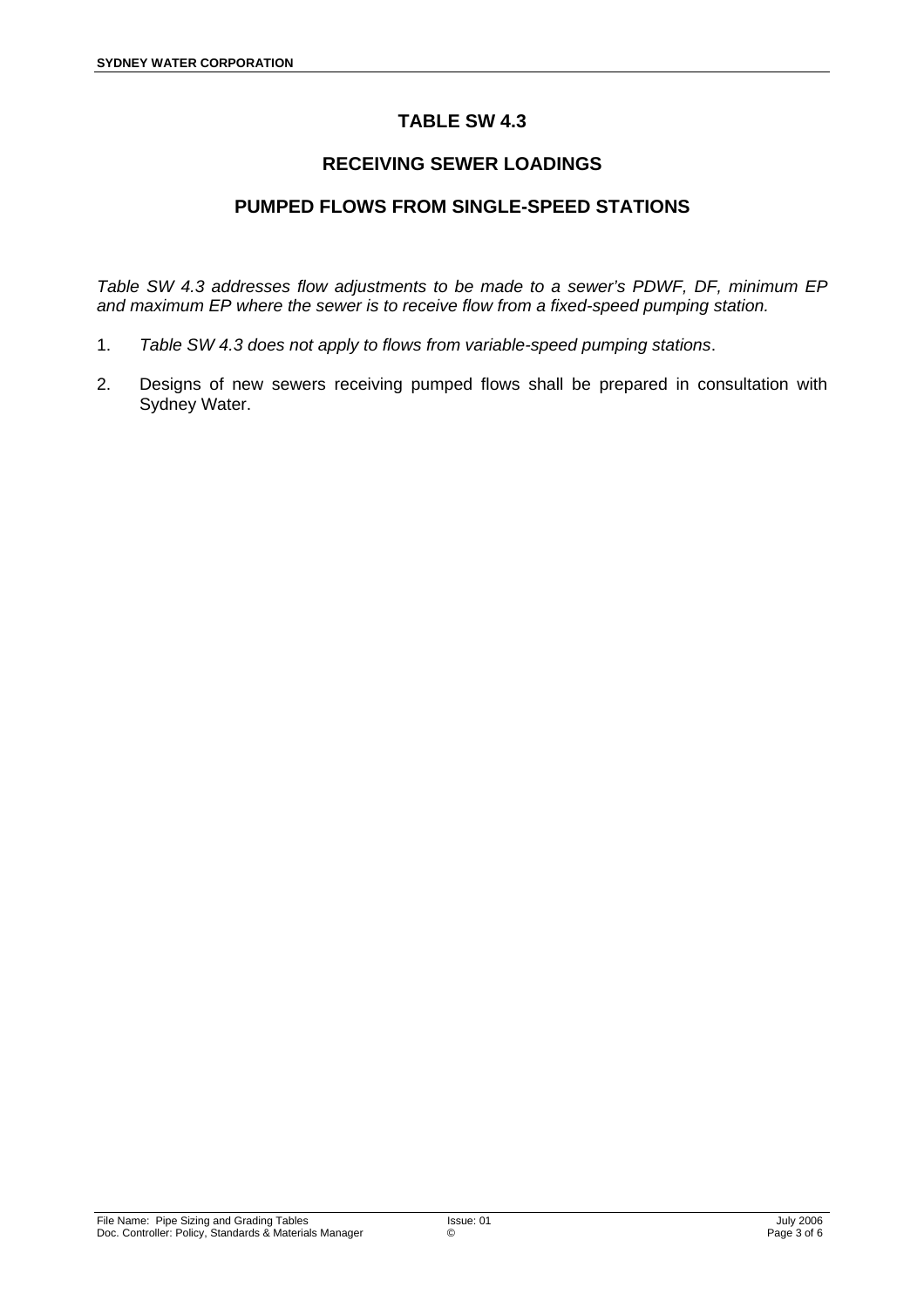# TABLE SW 4.3

## RECEIVING SEWER LOADINGS

## PUMPED FLOWS FROM SINGLE-SPEED STATIONS

*Table SW 4.3 addresses flow adjustments to be made to a sewer's PDWF, DF, minimum EP and maximum EP where the sewer is to receive flow from a fixed-speed pumping station.*

1. *Table SW 4.3 does not apply to flows from variable-speed pumping stations*.
2. Designs of new sewers receiving pumped flows shall be prepared in consultation with Sydney Water.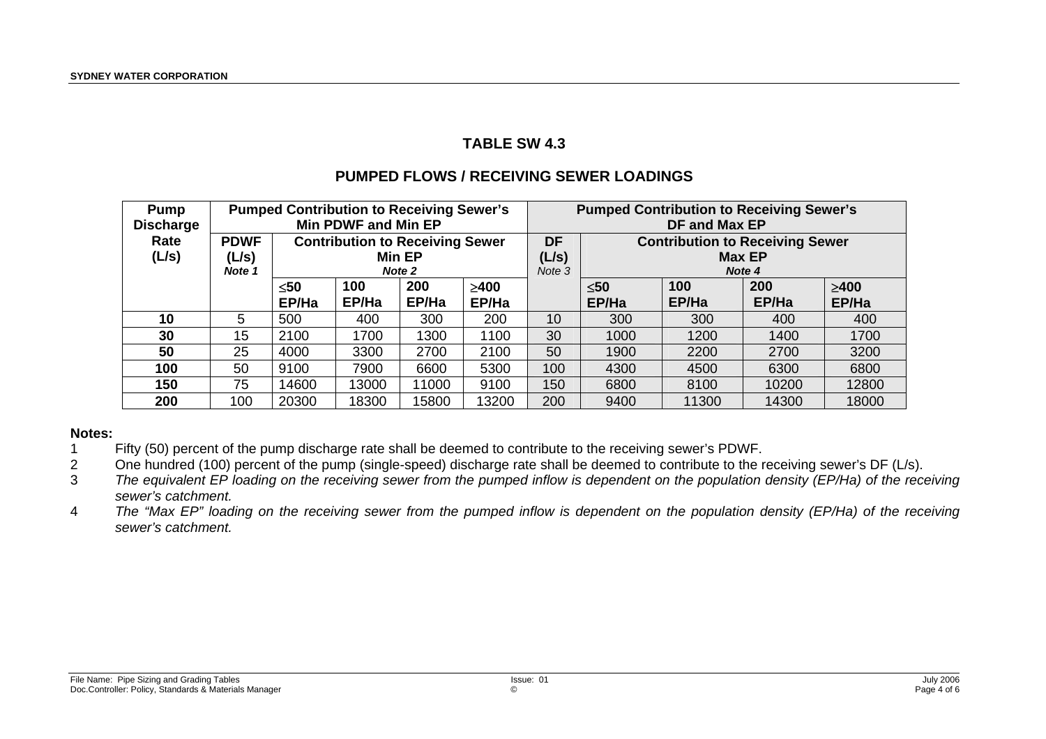## TABLE SW 4.3

## PUMPED FLOWS / RECEIVING SEWER LOADINGS

| Pump Discharge Rate (L/s) | Pumped Contribution to Receiving Sewer's Min PDWF and Min EP | | | | | Pumped Contribution to Receiving Sewer's DF and Max EP | | | | |
|---|---|---|---|---|---|---|---|---|---|---|
| | PDWF (L/s) *Note 1* | Contribution to Receiving Sewer Min EP *Note 2* | | | | DF (L/s) *Note 3* | Contribution to Receiving Sewer Max EP *Note 4* | | | |
| | | ≤50 EP/Ha | 100 EP/Ha | 200 EP/Ha | ≥400 EP/Ha | | ≤50 EP/Ha | 100 EP/Ha | 200 EP/Ha | ≥400 EP/Ha |
| **10** | 5 | 500 | 400 | 300 | 200 | 10 | 300 | 300 | 400 | 400 |
| **30** | 15 | 2100 | 1700 | 1300 | 1100 | 30 | 1000 | 1200 | 1400 | 1700 |
| **50** | 25 | 4000 | 3300 | 2700 | 2100 | 50 | 1900 | 2200 | 2700 | 3200 |
| **100** | 50 | 9100 | 7900 | 6600 | 5300 | 100 | 4300 | 4500 | 6300 | 6800 |
| **150** | 75 | 14600 | 13000 | 11000 | 9100 | 150 | 6800 | 8100 | 10200 | 12800 |
| **200** | 100 | 20300 | 18300 | 15800 | 13200 | 200 | 9400 | 11300 | 14300 | 18000 |

**Notes:**

1. Fifty (50) percent of the pump discharge rate shall be deemed to contribute to the receiving sewer's PDWF.
2. One hundred (100) percent of the pump (single-speed) discharge rate shall be deemed to contribute to the receiving sewer's DF (L/s).
3. *The equivalent EP loading on the receiving sewer from the pumped inflow is dependent on the population density (EP/Ha) of the receiving sewer's catchment.*
4. *The "Max EP" loading on the receiving sewer from the pumped inflow is dependent on the population density (EP/Ha) of the receiving sewer's catchment.*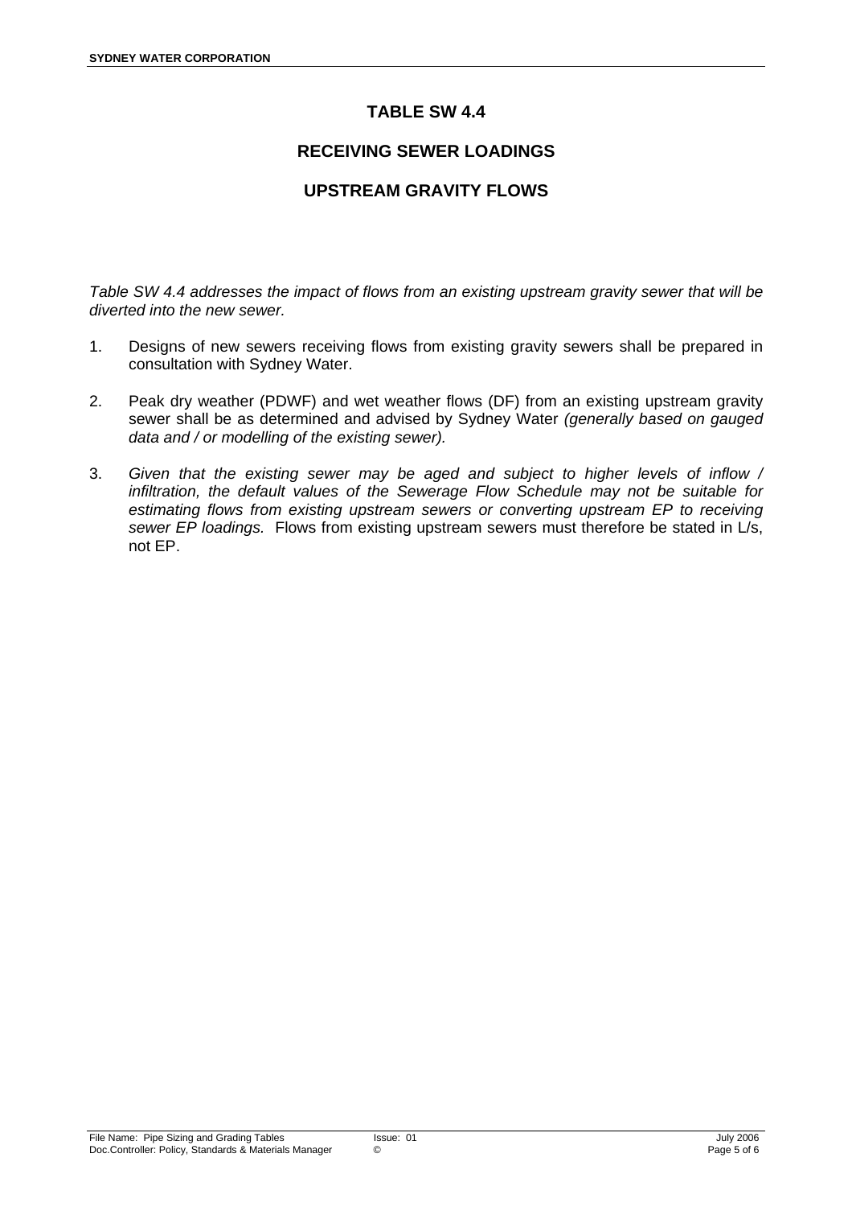# TABLE SW 4.4

## RECEIVING SEWER LOADINGS

## UPSTREAM GRAVITY FLOWS

*Table SW 4.4 addresses the impact of flows from an existing upstream gravity sewer that will be diverted into the new sewer.*

1. Designs of new sewers receiving flows from existing gravity sewers shall be prepared in consultation with Sydney Water.

2. Peak dry weather (PDWF) and wet weather flows (DF) from an existing upstream gravity sewer shall be as determined and advised by Sydney Water *(generally based on gauged data and / or modelling of the existing sewer).*

3. *Given that the existing sewer may be aged and subject to higher levels of inflow / infiltration, the default values of the Sewerage Flow Schedule may not be suitable for estimating flows from existing upstream sewers or converting upstream EP to receiving sewer EP loadings.* Flows from existing upstream sewers must therefore be stated in L/s, not EP.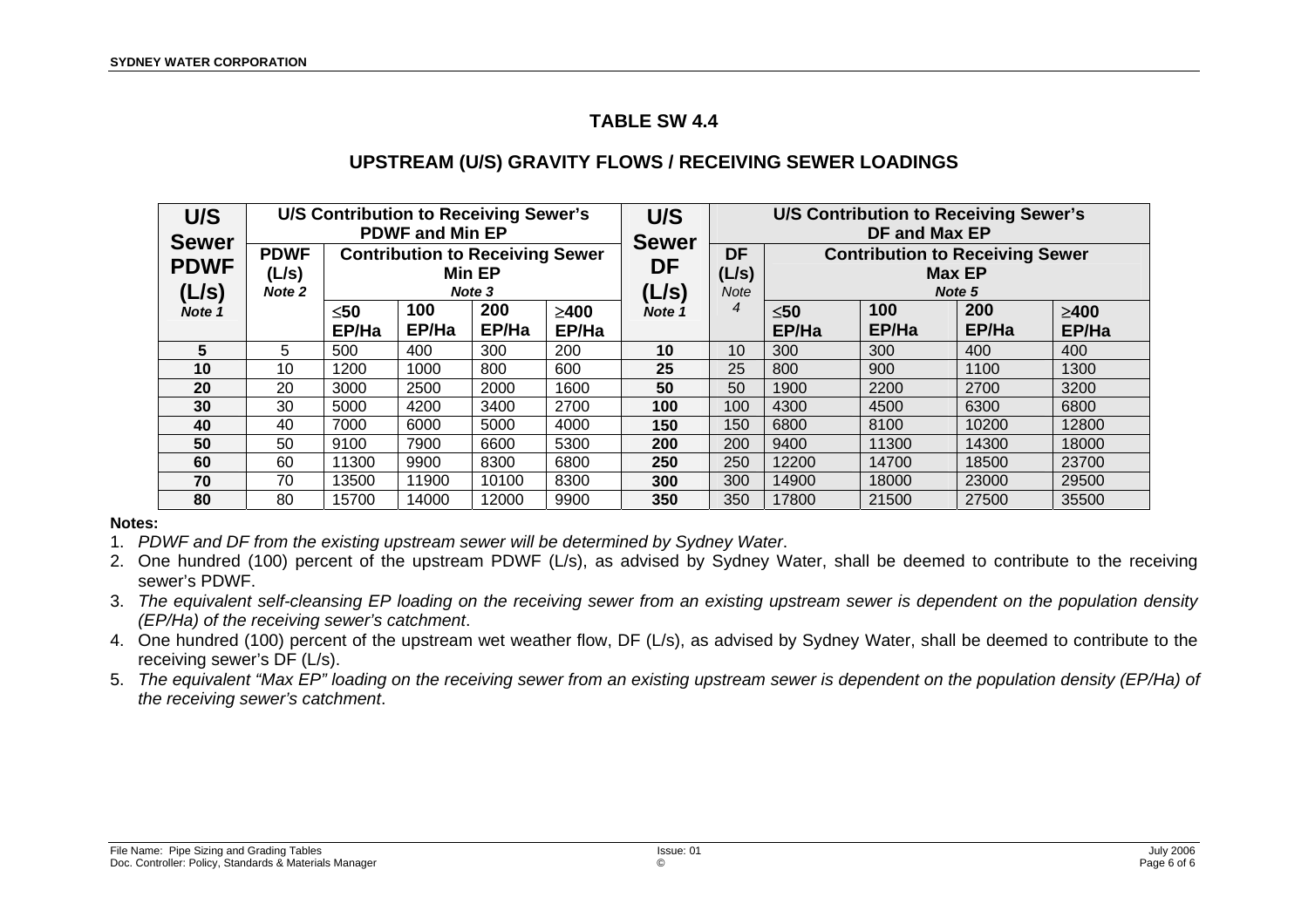## TABLE SW 4.4

## UPSTREAM (U/S) GRAVITY FLOWS / RECEIVING SEWER LOADINGS

| U/S Sewer PDWF (L/s) *Note 1* | U/S Contribution to Receiving Sewer's PDWF and Min EP | | | | | U/S Sewer DF (L/s) *Note 1* | U/S Contribution to Receiving Sewer's DF and Max EP | | | | |
|---|---|---|---|---|---|---|---|---|---|---|---|
| | PDWF (L/s) *Note 2* | Contribution to Receiving Sewer Min EP *Note 3* | | | | | DF (L/s) *Note 4* | Contribution to Receiving Sewer Max EP *Note 5* | | | |
| | | ≤50 EP/Ha | 100 EP/Ha | 200 EP/Ha | ≥400 EP/Ha | | | ≤50 EP/Ha | 100 EP/Ha | 200 EP/Ha | ≥400 EP/Ha |
| **5** | 5 | 500 | 400 | 300 | 200 | **10** | 10 | 300 | 300 | 400 | 400 |
| **10** | 10 | 1200 | 1000 | 800 | 600 | **25** | 25 | 800 | 900 | 1100 | 1300 |
| **20** | 20 | 3000 | 2500 | 2000 | 1600 | **50** | 50 | 1900 | 2200 | 2700 | 3200 |
| **30** | 30 | 5000 | 4200 | 3400 | 2700 | **100** | 100 | 4300 | 4500 | 6300 | 6800 |
| **40** | 40 | 7000 | 6000 | 5000 | 4000 | **150** | 150 | 6800 | 8100 | 10200 | 12800 |
| **50** | 50 | 9100 | 7900 | 6600 | 5300 | **200** | 200 | 9400 | 11300 | 14300 | 18000 |
| **60** | 60 | 11300 | 9900 | 8300 | 6800 | **250** | 250 | 12200 | 14700 | 18500 | 23700 |
| **70** | 70 | 13500 | 11900 | 10100 | 8300 | **300** | 300 | 14900 | 18000 | 23000 | 29500 |
| **80** | 80 | 15700 | 14000 | 12000 | 9900 | **350** | 350 | 17800 | 21500 | 27500 | 35500 |

**Notes:**

1. *PDWF and DF from the existing upstream sewer will be determined by Sydney Water*.
2. One hundred (100) percent of the upstream PDWF (L/s), as advised by Sydney Water, shall be deemed to contribute to the receiving sewer's PDWF.
3. *The equivalent self-cleansing EP loading on the receiving sewer from an existing upstream sewer is dependent on the population density (EP/Ha) of the receiving sewer's catchment*.
4. One hundred (100) percent of the upstream wet weather flow, DF (L/s), as advised by Sydney Water, shall be deemed to contribute to the receiving sewer's DF (L/s).
5. *The equivalent "Max EP" loading on the receiving sewer from an existing upstream sewer is dependent on the population density (EP/Ha) of the receiving sewer's catchment*.